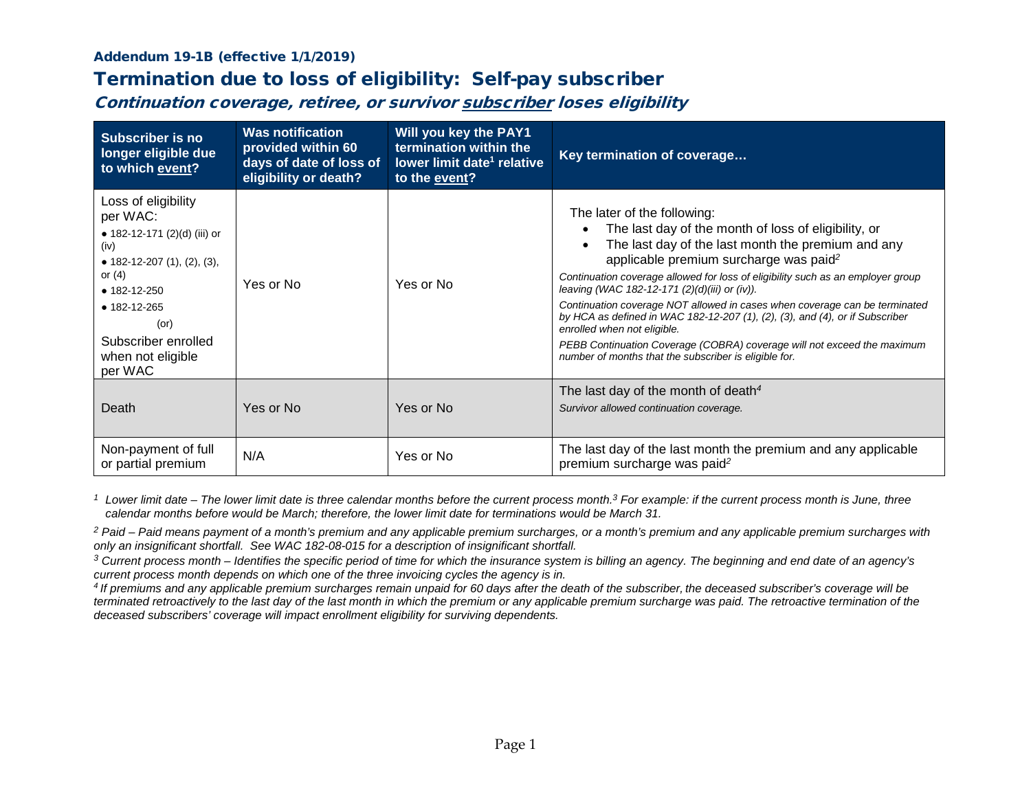**Addendum 19-1B (effective 1/1/2019)**

# Termination due to loss of eligibility: Self-pay subscriber

## *Continuation coverage, retiree, or survivor subscriber loses eligibility*

| Subscriber is no longer eligible due to which event? | Was notification provided within 60 days of date of loss of eligibility or death? | Will you key the PAY1 termination within the lower limit date[1] relative to the event? | Key termination of coverage… |
|---|---|---|---|
| Loss of eligibility per WAC: • 182-12-171 (2)(d) (iii) or (iv) • 182-12-207 (1), (2), (3), or (4) • 182-12-250 • 182-12-265 (or) Subscriber enrolled when not eligible per WAC | Yes or No | Yes or No | The later of the following: • The last day of the month of loss of eligibility, or • The last day of the last month the premium and any applicable premium surcharge was paid[2] *Continuation coverage allowed for loss of eligibility such as an employer group leaving (WAC 182-12-171 (2)(d)(iii) or (iv)).* *Continuation coverage NOT allowed in cases when coverage can be terminated by HCA as defined in WAC 182-12-207 (1), (2), (3), and (4), or if Subscriber enrolled when not eligible.* *PEBB Continuation Coverage (COBRA) coverage will not exceed the maximum number of months that the subscriber is eligible for.* |
| Death | Yes or No | Yes or No | The last day of the month of death[4] *Survivor allowed continuation coverage.* |
| Non-payment of full or partial premium | N/A | Yes or No | The last day of the last month the premium and any applicable premium surcharge was paid[2] |

[1] *Lower limit date – The lower limit date is three calendar months before the current process month.[3] For example: if the current process month is June, three calendar months before would be March; therefore, the lower limit date for terminations would be March 31.*

[2] *Paid – Paid means payment of a month's premium and any applicable premium surcharges, or a month's premium and any applicable premium surcharges with only an insignificant shortfall. See WAC 182-08-015 for a description of insignificant shortfall.*

[3] *Current process month – Identifies the specific period of time for which the insurance system is billing an agency. The beginning and end date of an agency's current process month depends on which one of the three invoicing cycles the agency is in.*

[4] *If premiums and any applicable premium surcharges remain unpaid for 60 days after the death of the subscriber, the deceased subscriber's coverage will be terminated retroactively to the last day of the last month in which the premium or any applicable premium surcharge was paid. The retroactive termination of the deceased subscribers' coverage will impact enrollment eligibility for surviving dependents.*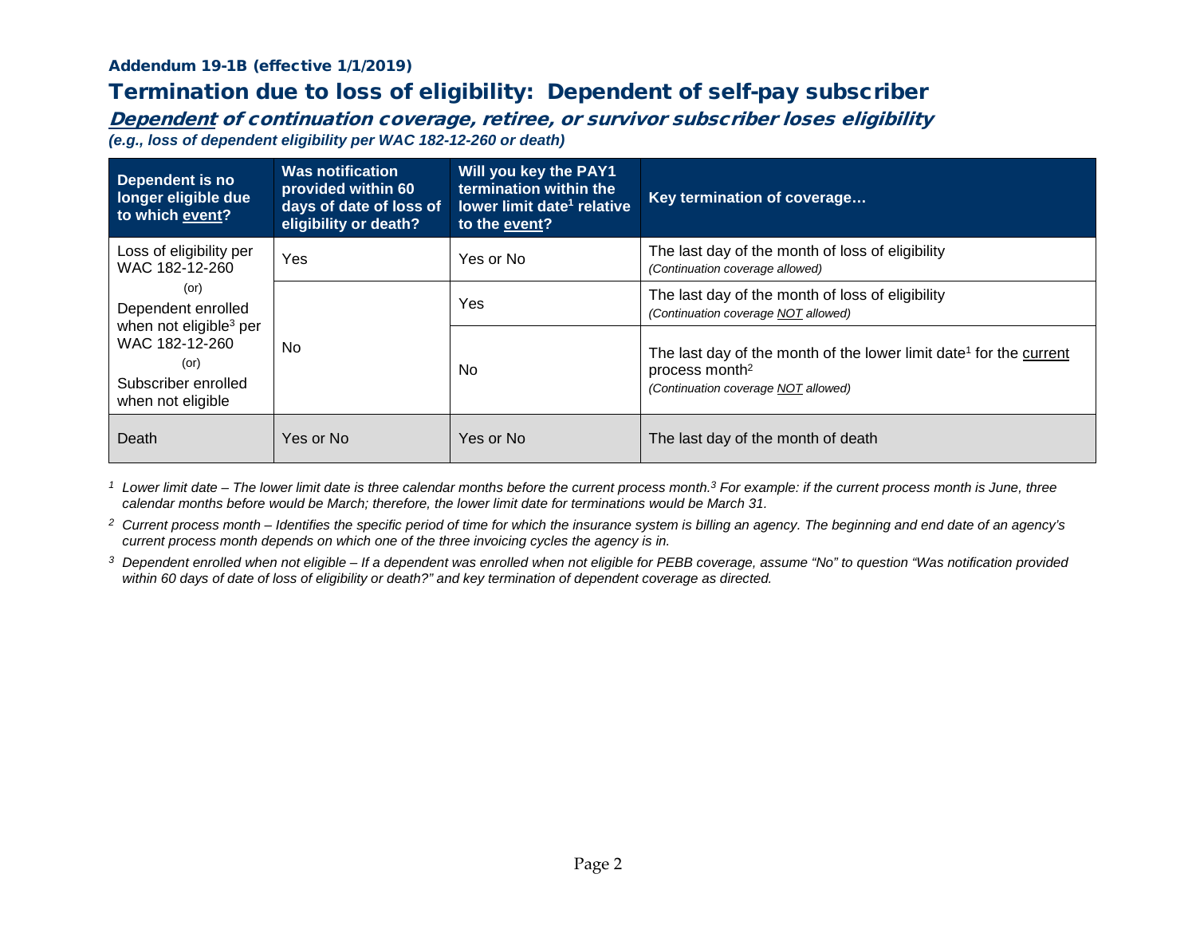**Addendum 19-1B (effective 1/1/2019)**

# Termination due to loss of eligibility: Dependent of self-pay subscriber

## ***Dependent* of continuation coverage, retiree, or survivor subscriber loses eligibility**

***(e.g., loss of dependent eligibility per WAC 182-12-260 or death)***

| Dependent is no longer eligible due to which event? | Was notification provided within 60 days of date of loss of eligibility or death? | Will you key the PAY1 termination within the lower limit date[1] relative to the event? | Key termination of coverage… |
|---|---|---|---|
| Loss of eligibility per WAC 182-12-260 (or) Dependent enrolled when not eligible[3] per WAC 182-12-260 (or) Subscriber enrolled when not eligible | Yes | Yes or No | The last day of the month of loss of eligibility *(Continuation coverage allowed)* |
| | No | Yes | The last day of the month of loss of eligibility *(Continuation coverage NOT allowed)* |
| | | No | The last day of the month of the lower limit date[1] for the current process month[2] *(Continuation coverage NOT allowed)* |
| Death | Yes or No | Yes or No | The last day of the month of death |

*[1] Lower limit date – The lower limit date is three calendar months before the current process month.[3] For example: if the current process month is June, three calendar months before would be March; therefore, the lower limit date for terminations would be March 31.*

*[2] Current process month – Identifies the specific period of time for which the insurance system is billing an agency. The beginning and end date of an agency's current process month depends on which one of the three invoicing cycles the agency is in.*

*[3] Dependent enrolled when not eligible – If a dependent was enrolled when not eligible for PEBB coverage, assume "No" to question "Was notification provided within 60 days of date of loss of eligibility or death?" and key termination of dependent coverage as directed.*